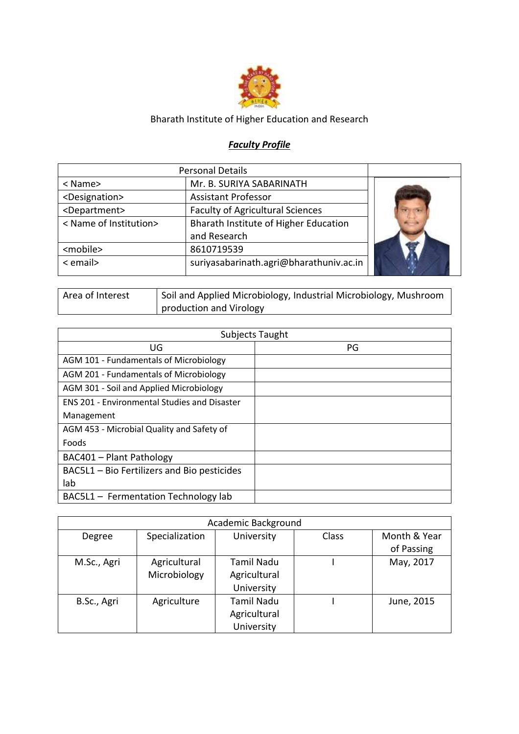Bharath Institute of Higher Education and Research

***Faculty Profile***

| Personal Details | |
|---|---|
| < Name> | Mr. B. SURIYA SABARINATH |
| <Designation> | Assistant Professor |
| <Department> | Faculty of Agricultural Sciences |
| < Name of Institution> | Bharath Institute of Higher Education and Research |
| <mobile> | 8610719539 |
| < email> | suriyasabarinath.agri@bharathuniv.ac.in |

| Area of Interest | Soil and Applied Microbiology, Industrial Microbiology, Mushroom production and Virology |
|---|---|

| Subjects Taught | |
|---|---|
| UG | PG |
| AGM 101 - Fundamentals of Microbiology | |
| AGM 201 - Fundamentals of Microbiology | |
| AGM 301 - Soil and Applied Microbiology | |
| ENS 201 - Environmental Studies and Disaster Management | |
| AGM 453 - Microbial Quality and Safety of Foods | |
| BAC401 – Plant Pathology | |
| BAC5L1 – Bio Fertilizers and Bio pesticides lab | |
| BAC5L1 – Fermentation Technology lab | |

| Academic Background | | | | |
|---|---|---|---|---|
| Degree | Specialization | University | Class | Month & Year of Passing |
| M.Sc., Agri | Agricultural Microbiology | Tamil Nadu Agricultural University | I | May, 2017 |
| B.Sc., Agri | Agriculture | Tamil Nadu Agricultural University | I | June, 2015 |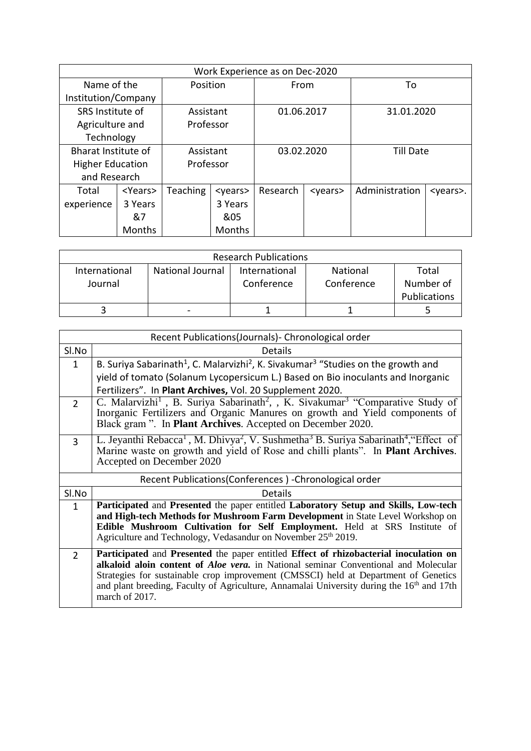| Work Experience as on Dec-2020 | | | | | | | |
|---|---|---|---|---|---|---|---|
| Name of the Institution/Company | | Position | | From | | To | |
| SRS Institute of Agriculture and Technology | | Assistant Professor | | 01.06.2017 | | 31.01.2020 | |
| Bharat Institute of Higher Education and Research | | Assistant Professor | | 03.02.2020 | | Till Date | |
| Total experience | <Years> 3 Years &7 Months | Teaching | <years> 3 Years &05 Months | Research | <years> | Administration | <years>. |

| Research Publications | | | | |
|---|---|---|---|---|
| International Journal | National Journal | International Conference | National Conference | Total Number of Publications |
| 3 | - | 1 | 1 | 5 |

| Recent Publications(Journals)- Chronological order | |
|---|---|
| Sl.No | Details |
| 1 | B. Suriya Sabarinath[1], C. Malarvizhi[2], K. Sivakumar[3] "Studies on the growth and yield of tomato (Solanum Lycopersicum L.) Based on Bio inoculants and Inorganic Fertilizers". In **Plant Archives,** Vol. 20 Supplement 2020. |
| 2 | C. Malarvizhi[1] , B. Suriya Sabarinath[2], , K. Sivakumar[3] "Comparative Study of Inorganic Fertilizers and Organic Manures on growth and Yield components of Black gram ". In **Plant Archives**. Accepted on December 2020. |
| 3 | L. Jeyanthi Rebacca[1] , M. Dhivya[2], V. Sushmetha[3] B. Suriya Sabarinath[4],"Effect of Marine waste on growth and yield of Rose and chilli plants". In **Plant Archives**. Accepted on December 2020 |

| Recent Publications(Conferences ) -Chronological order | |
|---|---|
| Sl.No | Details |
| 1 | **Participated** and **Presented** the paper entitled **Laboratory Setup and Skills, Low-tech and High-tech Methods for Mushroom Farm Development** in State Level Workshop on **Edible Mushroom Cultivation for Self Employment.** Held at SRS Institute of Agriculture and Technology, Vedasandur on November 25th 2019. |
| 2 | **Participated** and **Presented** the paper entitled **Effect of rhizobacterial inoculation on alkaloid aloin content of *Aloe vera.*** in National seminar Conventional and Molecular Strategies for sustainable crop improvement (CMSSCI) held at Department of Genetics and plant breeding, Faculty of Agriculture, Annamalai University during the 16th and 17th march of 2017. |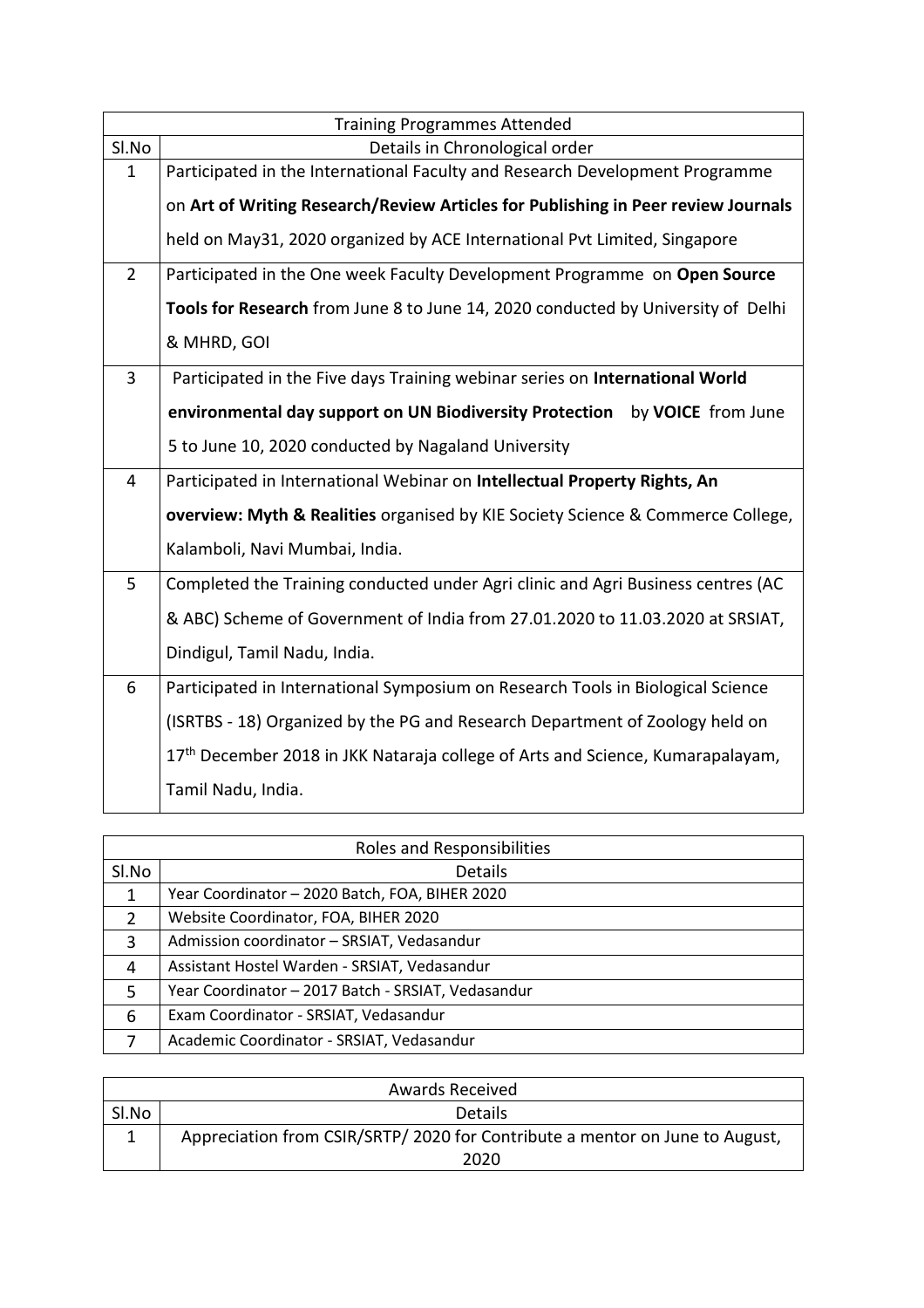| Training Programmes Attended | |
|---|---|
| Sl.No | Details in Chronological order |
| 1 | Participated in the International Faculty and Research Development Programme on **Art of Writing Research/Review Articles for Publishing in Peer review Journals** held on May31, 2020 organized by ACE International Pvt Limited, Singapore |
| 2 | Participated in the One week Faculty Development Programme on **Open Source Tools for Research** from June 8 to June 14, 2020 conducted by University of Delhi & MHRD, GOI |
| 3 | Participated in the Five days Training webinar series on **International World environmental day support on UN Biodiversity Protection** by **VOICE** from June 5 to June 10, 2020 conducted by Nagaland University |
| 4 | Participated in International Webinar on **Intellectual Property Rights, An overview: Myth & Realities** organised by KIE Society Science & Commerce College, Kalamboli, Navi Mumbai, India. |
| 5 | Completed the Training conducted under Agri clinic and Agri Business centres (AC & ABC) Scheme of Government of India from 27.01.2020 to 11.03.2020 at SRSIAT, Dindigul, Tamil Nadu, India. |
| 6 | Participated in International Symposium on Research Tools in Biological Science (ISRTBS - 18) Organized by the PG and Research Department of Zoology held on 17th December 2018 in JKK Nataraja college of Arts and Science, Kumarapalayam, Tamil Nadu, India. |

| Roles and Responsibilities | |
|---|---|
| Sl.No | Details |
| 1 | Year Coordinator – 2020 Batch, FOA, BIHER 2020 |
| 2 | Website Coordinator, FOA, BIHER 2020 |
| 3 | Admission coordinator – SRSIAT, Vedasandur |
| 4 | Assistant Hostel Warden - SRSIAT, Vedasandur |
| 5 | Year Coordinator – 2017 Batch - SRSIAT, Vedasandur |
| 6 | Exam Coordinator - SRSIAT, Vedasandur |
| 7 | Academic Coordinator - SRSIAT, Vedasandur |

| Awards Received | |
|---|---|
| Sl.No | Details |
| 1 | Appreciation from CSIR/SRTP/ 2020 for Contribute a mentor on June to August, 2020 |